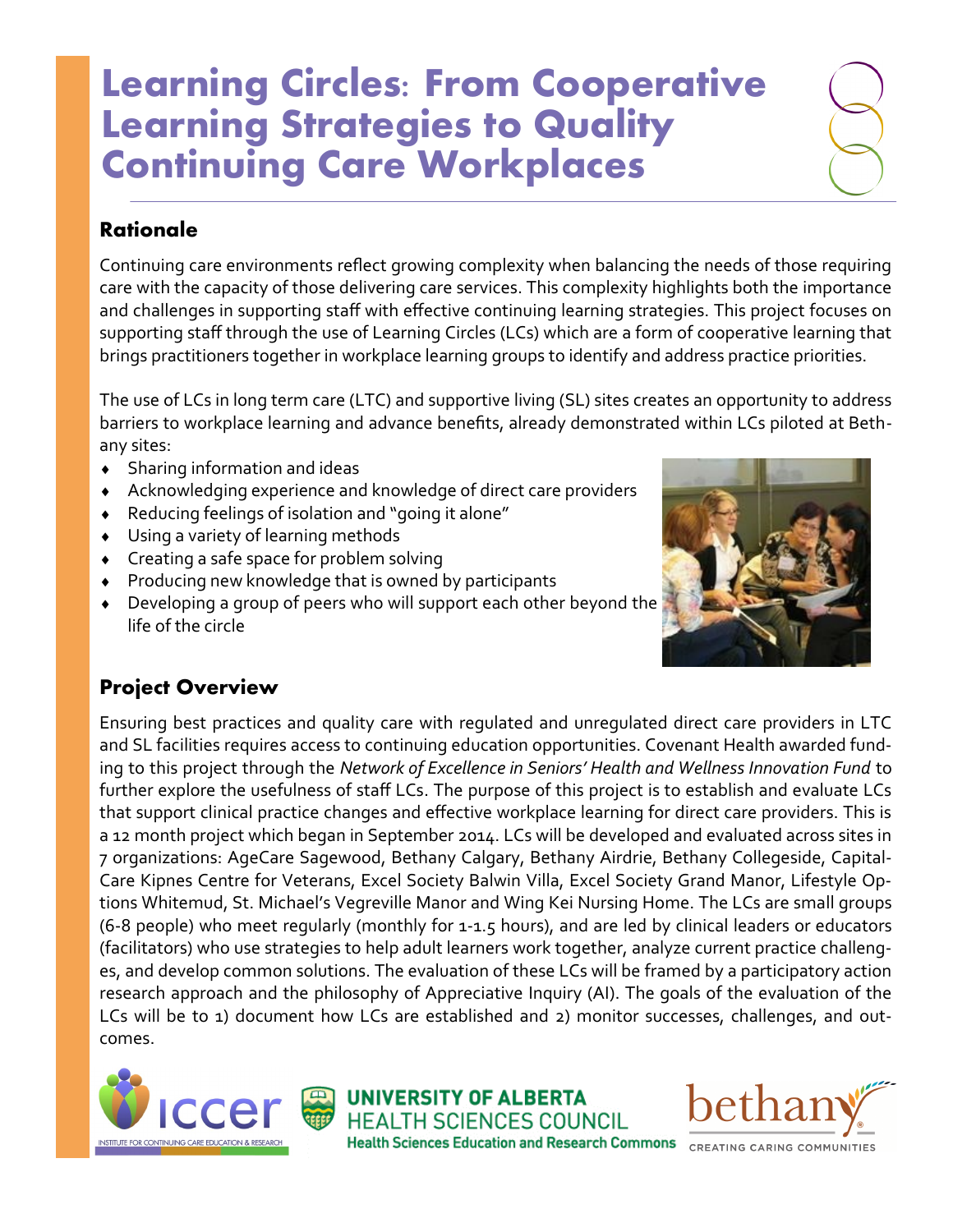# Learning Circles: From Cooperative Learning Strategies to Quality Continuing Care Workplaces

## Rationale

Continuing care environments reflect growing complexity when balancing the needs of those requiring care with the capacity of those delivering care services. This complexity highlights both the importance and challenges in supporting staff with effective continuing learning strategies. This project focuses on supporting staff through the use of Learning Circles (LCs) which are a form of cooperative learning that brings practitioners together in workplace learning groups to identify and address practice priorities.

The use of LCs in long term care (LTC) and supportive living (SL) sites creates an opportunity to address barriers to workplace learning and advance benefits, already demonstrated within LCs piloted at Bethany sites:

- Sharing information and ideas
- Acknowledging experience and knowledge of direct care providers
- Reducing feelings of isolation and "going it alone"
- Using a variety of learning methods
- Creating a safe space for problem solving
- Producing new knowledge that is owned by participants
- Developing a group of peers who will support each other beyond the life of the circle

## Project Overview

Ensuring best practices and quality care with regulated and unregulated direct care providers in LTC and SL facilities requires access to continuing education opportunities. Covenant Health awarded funding to this project through the *Network of Excellence in Seniors' Health and Wellness Innovation Fund* to further explore the usefulness of staff LCs. The purpose of this project is to establish and evaluate LCs that support clinical practice changes and effective workplace learning for direct care providers. This is a 12 month project which began in September 2014. LCs will be developed and evaluated across sites in 7 organizations: AgeCare Sagewood, Bethany Calgary, Bethany Airdrie, Bethany Collegeside, CapitalCare Kipnes Centre for Veterans, Excel Society Balwin Villa, Excel Society Grand Manor, Lifestyle Options Whitemud, St. Michael's Vegreville Manor and Wing Kei Nursing Home. The LCs are small groups (6-8 people) who meet regularly (monthly for 1-1.5 hours), and are led by clinical leaders or educators (facilitators) who use strategies to help adult learners work together, analyze current practice challenges, and develop common solutions. The evaluation of these LCs will be framed by a participatory action research approach and the philosophy of Appreciative Inquiry (AI). The goals of the evaluation of the LCs will be to 1) document how LCs are established and 2) monitor successes, challenges, and outcomes.

iccer — INSTITUTE FOR CONTINUING CARE EDUCATION & RESEARCH

UNIVERSITY OF ALBERTA HEALTH SCIENCES COUNCIL — Health Sciences Education and Research Commons

bethany — CREATING CARING COMMUNITIES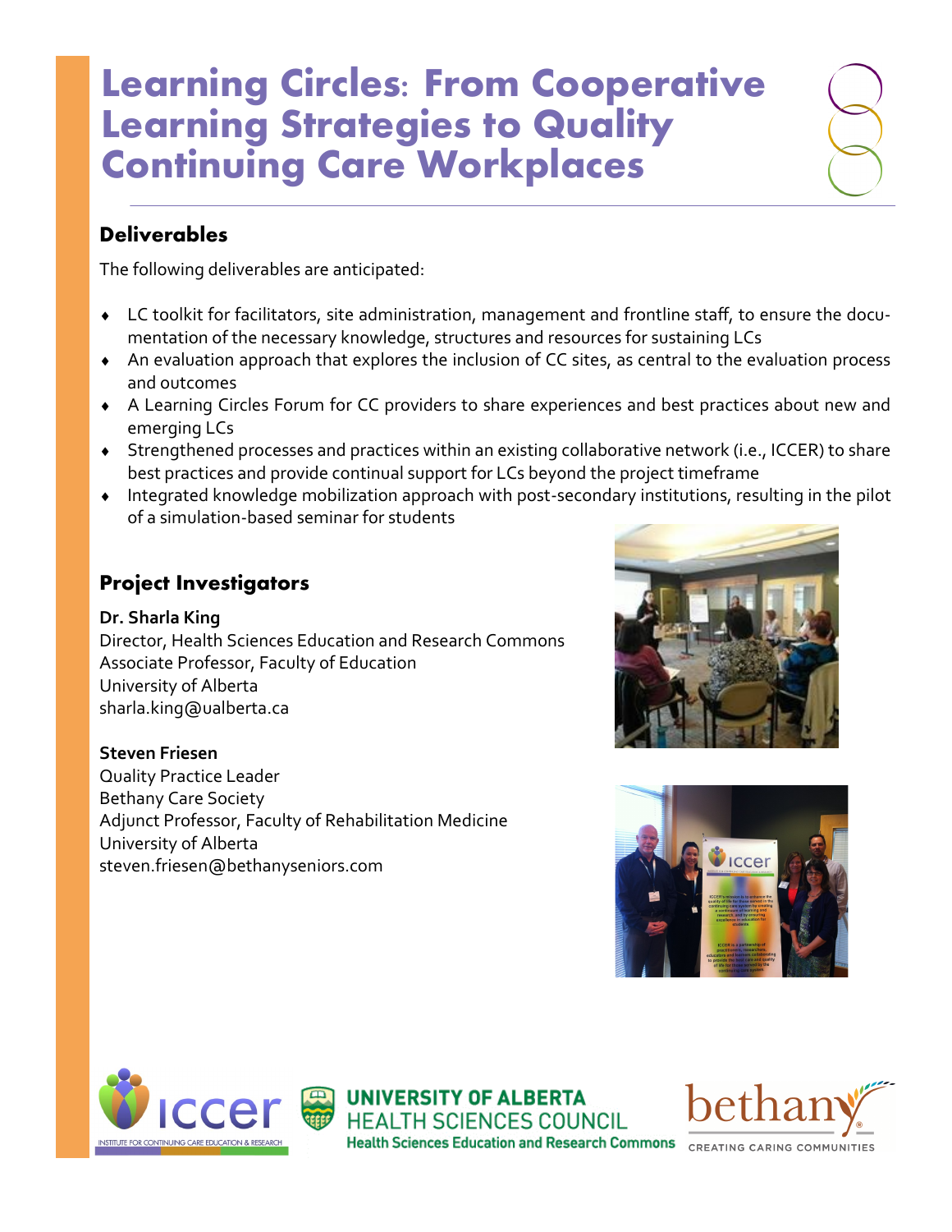# Learning Circles: From Cooperative Learning Strategies to Quality Continuing Care Workplaces

## Deliverables

The following deliverables are anticipated:

- LC toolkit for facilitators, site administration, management and frontline staff, to ensure the documentation of the necessary knowledge, structures and resources for sustaining LCs
- An evaluation approach that explores the inclusion of CC sites, as central to the evaluation process and outcomes
- A Learning Circles Forum for CC providers to share experiences and best practices about new and emerging LCs
- Strengthened processes and practices within an existing collaborative network (i.e., ICCER) to share best practices and provide continual support for LCs beyond the project timeframe
- Integrated knowledge mobilization approach with post-secondary institutions, resulting in the pilot of a simulation-based seminar for students

## Project Investigators

**Dr. Sharla King**
Director, Health Sciences Education and Research Commons
Associate Professor, Faculty of Education
University of Alberta
sharla.king@ualberta.ca

**Steven Friesen**
Quality Practice Leader
Bethany Care Society
Adjunct Professor, Faculty of Rehabilitation Medicine
University of Alberta
steven.friesen@bethanyseniors.com

ICCER — INSTITUTE FOR CONTINUING CARE EDUCATION & RESEARCH

UNIVERSITY OF ALBERTA HEALTH SCIENCES COUNCIL
Health Sciences Education and Research Commons

bethany — CREATING CARING COMMUNITIES